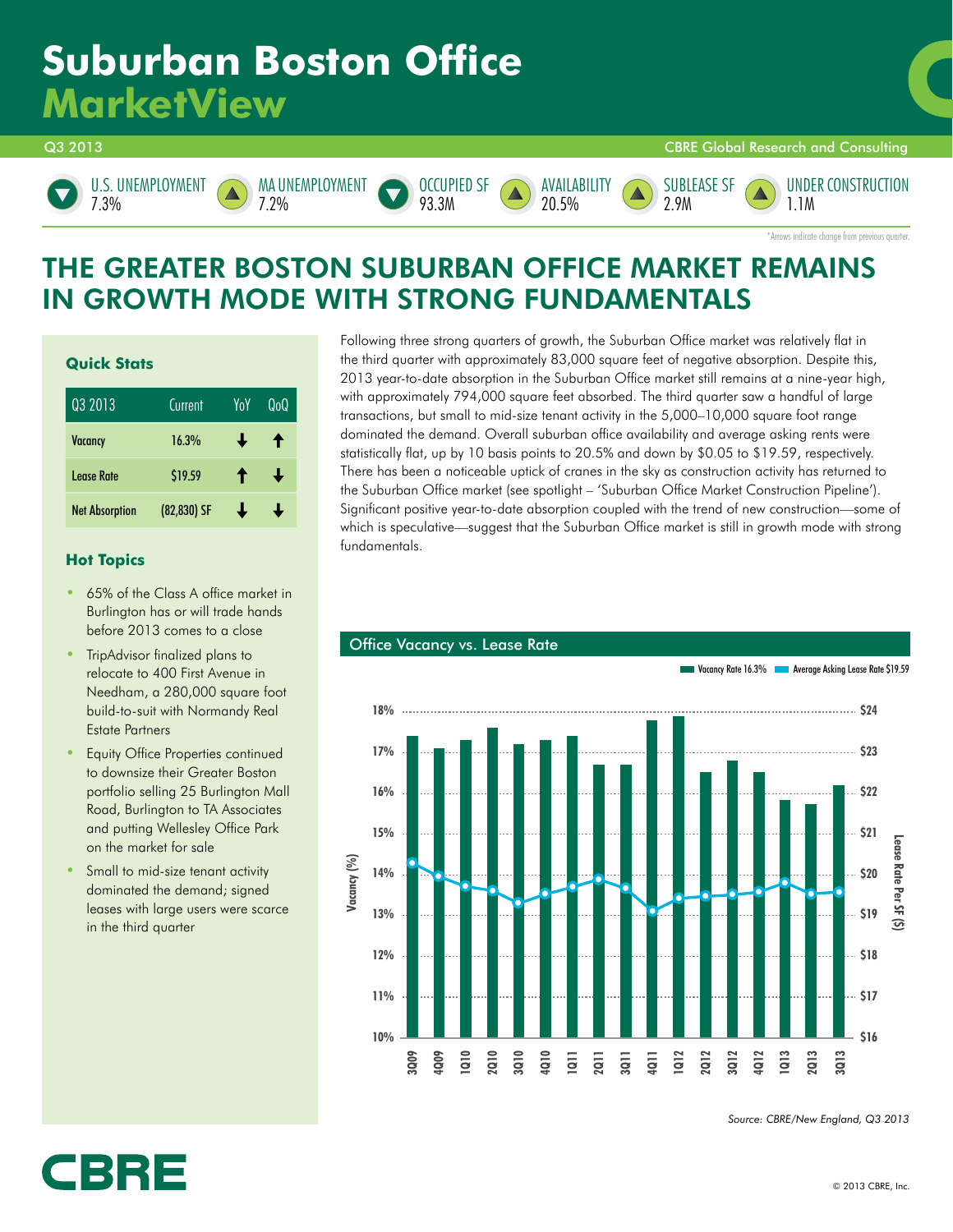# Suburban Boston Office
# MarketView

Q3 2013 — CBRE Global Research and Consulting

| U.S. UNEMPLOYMENT | MA UNEMPLOYMENT | OCCUPIED SF | AVAILABILITY | SUBLEASE SF | UNDER CONSTRUCTION |
|---|---|---|---|---|---|
| ▼ 7.3% | ▲ 7.2% | ▼ 93.3M | ▲ 20.5% | ▲ 2.9M | ▲ 1.1M |

*Arrows indicate change from previous quarter.

## THE GREATER BOSTON SUBURBAN OFFICE MARKET REMAINS IN GROWTH MODE WITH STRONG FUNDAMENTALS

### Quick Stats

| Q3 2013 | Current | YoY | QoQ |
|---|---|---|---|
| Vacancy | 16.3% | ↓ | ↑ |
| Lease Rate | $19.59 | ↑ | ↓ |
| Net Absorption | (82,830) SF | ↓ | ↓ |

### Hot Topics

- 65% of the Class A office market in Burlington has or will trade hands before 2013 comes to a close
- TripAdvisor finalized plans to relocate to 400 First Avenue in Needham, a 280,000 square foot build-to-suit with Normandy Real Estate Partners
- Equity Office Properties continued to downsize their Greater Boston portfolio selling 25 Burlington Mall Road, Burlington to TA Associates and putting Wellesley Office Park on the market for sale
- Small to mid-size tenant activity dominated the demand; signed leases with large users were scarce in the third quarter

Following three strong quarters of growth, the Suburban Office market was relatively flat in the third quarter with approximately 83,000 square feet of negative absorption. Despite this, 2013 year-to-date absorption in the Suburban Office market still remains at a nine-year high, with approximately 794,000 square feet absorbed. The third quarter saw a handful of large transactions, but small to mid-size tenant activity in the 5,000–10,000 square foot range dominated the demand. Overall suburban office availability and average asking rents were statistically flat, up by 10 basis points to 20.5% and down by $0.05 to $19.59, respectively. There has been a noticeable uptick of cranes in the sky as construction activity has returned to the Suburban Office market (see spotlight – 'Suburban Office Market Construction Pipeline'). Significant positive year-to-date absorption coupled with the trend of new construction—some of which is speculative—suggest that the Suburban Office market is still in growth mode with strong fundamentals.

### Office Vacancy vs. Lease Rate

Vacancy Rate 16.3% | Average Asking Lease Rate $19.59

Source: CBRE/New England, Q3 2013

© 2013 CBRE, Inc.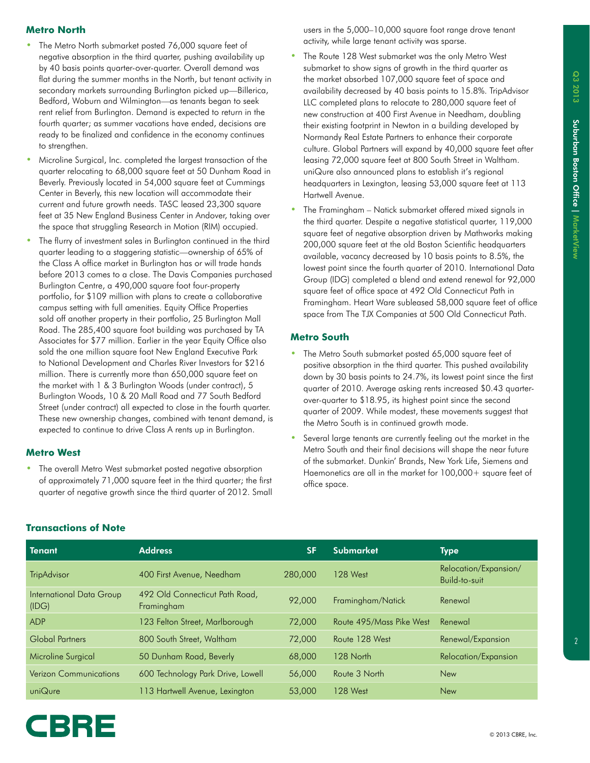## Metro North

- The Metro North submarket posted 76,000 square feet of negative absorption in the third quarter, pushing availability up by 40 basis points quarter-over-quarter. Overall demand was flat during the summer months in the North, but tenant activity in secondary markets surrounding Burlington picked up—Billerica, Bedford, Woburn and Wilmington—as tenants began to seek rent relief from Burlington. Demand is expected to return in the fourth quarter; as summer vacations have ended, decisions are ready to be finalized and confidence in the economy continues to strengthen.
- Microline Surgical, Inc. completed the largest transaction of the quarter relocating to 68,000 square feet at 50 Dunham Road in Beverly. Previously located in 54,000 square feet at Cummings Center in Beverly, this new location will accommodate their current and future growth needs. TASC leased 23,300 square feet at 35 New England Business Center in Andover, taking over the space that struggling Research in Motion (RIM) occupied.
- The flurry of investment sales in Burlington continued in the third quarter leading to a staggering statistic—ownership of 65% of the Class A office market in Burlington has or will trade hands before 2013 comes to a close. The Davis Companies purchased Burlington Centre, a 490,000 square foot four-property portfolio, for $109 million with plans to create a collaborative campus setting with full amenities. Equity Office Properties sold off another property in their portfolio, 25 Burlington Mall Road. The 285,400 square foot building was purchased by TA Associates for $77 million. Earlier in the year Equity Office also sold the one million square foot New England Executive Park to National Development and Charles River Investors for $216 million. There is currently more than 650,000 square feet on the market with 1 & 3 Burlington Woods (under contract), 5 Burlington Woods, 10 & 20 Mall Road and 77 South Bedford Street (under contract) all expected to close in the fourth quarter. These new ownership changes, combined with tenant demand, is expected to continue to drive Class A rents up in Burlington.

## Metro West

- The overall Metro West submarket posted negative absorption of approximately 71,000 square feet in the third quarter; the first quarter of negative growth since the third quarter of 2012. Small users in the 5,000–10,000 square foot range drove tenant activity, while large tenant activity was sparse.
- The Route 128 West submarket was the only Metro West submarket to show signs of growth in the third quarter as the market absorbed 107,000 square feet of space and availability decreased by 40 basis points to 15.8%. TripAdvisor LLC completed plans to relocate to 280,000 square feet of new construction at 400 First Avenue in Needham, doubling their existing footprint in Newton in a building developed by Normandy Real Estate Partners to enhance their corporate culture. Global Partners will expand by 40,000 square feet after leasing 72,000 square feet at 800 South Street in Waltham. uniQure also announced plans to establish it's regional headquarters in Lexington, leasing 53,000 square feet at 113 Hartwell Avenue.
- The Framingham – Natick submarket offered mixed signals in the third quarter. Despite a negative statistical quarter, 119,000 square feet of negative absorption driven by Mathworks making 200,000 square feet at the old Boston Scientific headquarters available, vacancy decreased by 10 basis points to 8.5%, the lowest point since the fourth quarter of 2010. International Data Group (IDG) completed a blend and extend renewal for 92,000 square feet of office space at 492 Old Connecticut Path in Framingham. Heart Ware subleased 58,000 square feet of office space from The TJX Companies at 500 Old Connecticut Path.

## Metro South

- The Metro South submarket posted 65,000 square feet of positive absorption in the third quarter. This pushed availability down by 30 basis points to 24.7%, its lowest point since the first quarter of 2010. Average asking rents increased $0.43 quarter-over-quarter to $18.95, its highest point since the second quarter of 2009. While modest, these movements suggest that the Metro South is in continued growth mode.
- Several large tenants are currently feeling out the market in the Metro South and their final decisions will shape the near future of the submarket. Dunkin' Brands, New York Life, Siemens and Haemonetics are all in the market for 100,000+ square feet of office space.

## Transactions of Note

| Tenant | Address | SF | Submarket | Type |
|---|---|---|---|---|
| TripAdvisor | 400 First Avenue, Needham | 280,000 | 128 West | Relocation/Expansion/Build-to-suit |
| International Data Group (IDG) | 492 Old Connecticut Path Road, Framingham | 92,000 | Framingham/Natick | Renewal |
| ADP | 123 Felton Street, Marlborough | 72,000 | Route 495/Mass Pike West | Renewal |
| Global Partners | 800 South Street, Waltham | 72,000 | Route 128 West | Renewal/Expansion |
| Microline Surgical | 50 Dunham Road, Beverly | 68,000 | 128 North | Relocation/Expansion |
| Verizon Communications | 600 Technology Park Drive, Lowell | 56,000 | Route 3 North | New |
| uniQure | 113 Hartwell Avenue, Lexington | 53,000 | 128 West | New |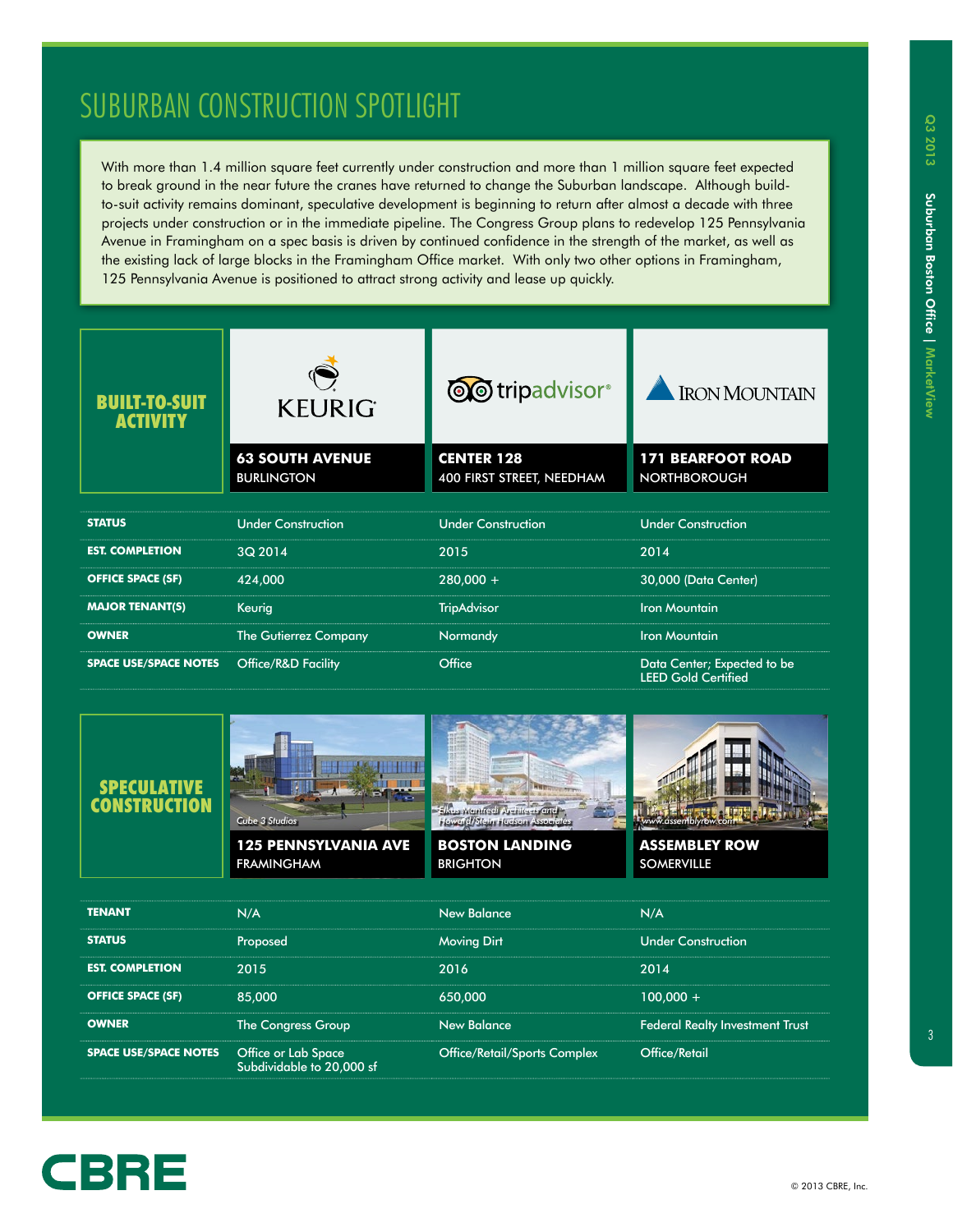# SUBURBAN CONSTRUCTION SPOTLIGHT

With more than 1.4 million square feet currently under construction and more than 1 million square feet expected to break ground in the near future the cranes have returned to change the Suburban landscape. Although build-to-suit activity remains dominant, speculative development is beginning to return after almost a decade with three projects under construction or in the immediate pipeline. The Congress Group plans to redevelop 125 Pennsylvania Avenue in Framingham on a spec basis is driven by continued confidence in the strength of the market, as well as the existing lack of large blocks in the Framingham Office market. With only two other options in Framingham, 125 Pennsylvania Avenue is positioned to attract strong activity and lease up quickly.

## BUILT-TO-SUIT ACTIVITY

| | KEURIG | TRIPADVISOR | IRON MOUNTAIN |
|---|---|---|---|
| | **63 SOUTH AVENUE** BURLINGTON | **CENTER 128** 400 FIRST STREET, NEEDHAM | **171 BEARFOOT ROAD** NORTHBOROUGH |
| **STATUS** | Under Construction | Under Construction | Under Construction |
| **EST. COMPLETION** | 3Q 2014 | 2015 | 2014 |
| **OFFICE SPACE (SF)** | 424,000 | 280,000 + | 30,000 (Data Center) |
| **MAJOR TENANT(S)** | Keurig | TripAdvisor | Iron Mountain |
| **OWNER** | The Gutierrez Company | Normandy | Iron Mountain |
| **SPACE USE/SPACE NOTES** | Office/R&D Facility | Office | Data Center; Expected to be LEED Gold Certified |

## SPECULATIVE CONSTRUCTION

| | **125 PENNSYLVANIA AVE** FRAMINGHAM | **BOSTON LANDING** BRIGHTON | **ASSEMBLEY ROW** SOMERVILLE |
|---|---|---|---|
| | *Cube 3 Studios* | *Elkus Manfredi Architects and Howard/Stein Hudson Associates* | *www.assemblyrow.com* |
| **TENANT** | N/A | New Balance | N/A |
| **STATUS** | Proposed | Moving Dirt | Under Construction |
| **EST. COMPLETION** | 2015 | 2016 | 2014 |
| **OFFICE SPACE (SF)** | 85,000 | 650,000 | 100,000 + |
| **OWNER** | The Congress Group | New Balance | Federal Realty Investment Trust |
| **SPACE USE/SPACE NOTES** | Office or Lab Space Subdividable to 20,000 sf | Office/Retail/Sports Complex | Office/Retail |

© 2013 CBRE, Inc.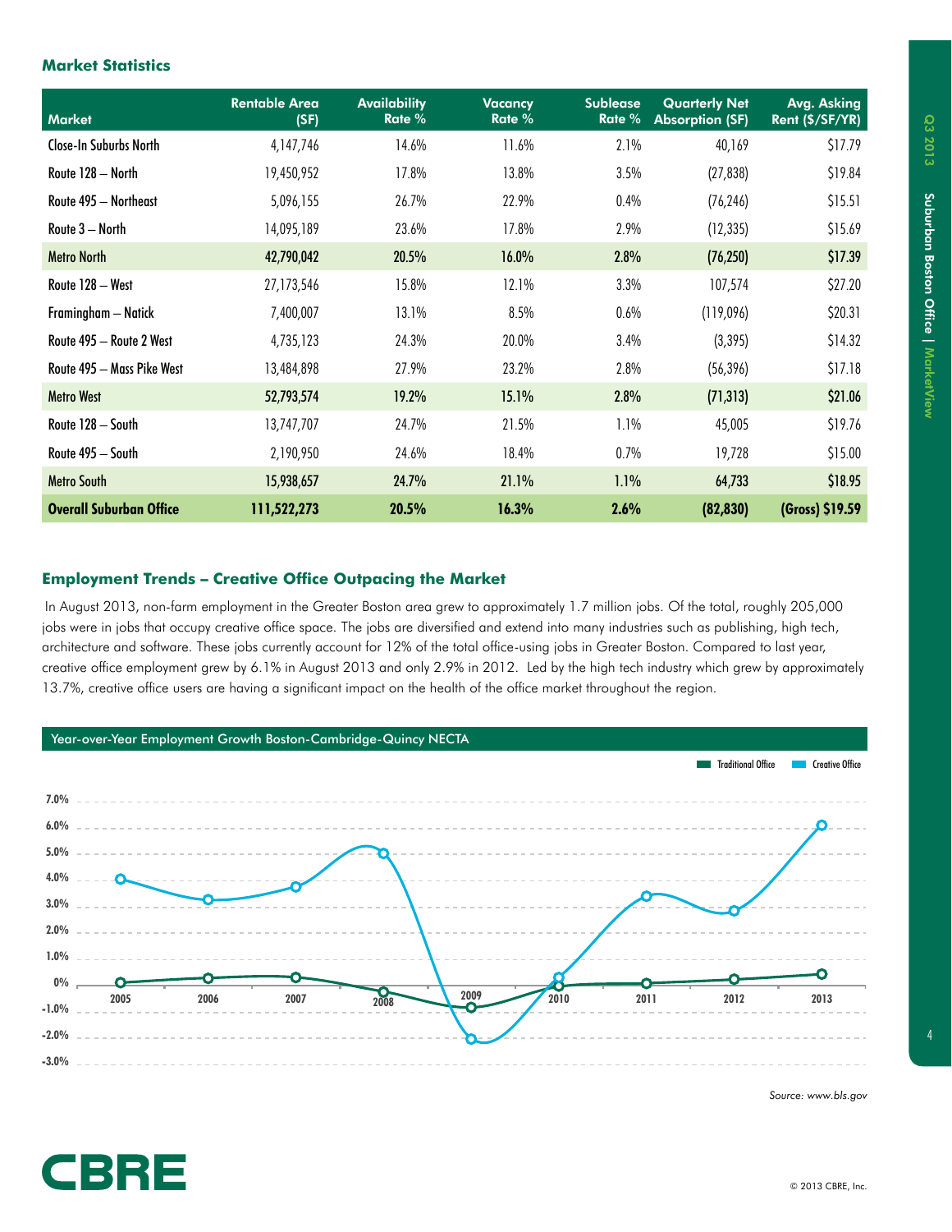## Market Statistics

| Market | Rentable Area (SF) | Availability Rate % | Vacancy Rate % | Sublease Rate % | Quarterly Net Absorption (SF) | Avg. Asking Rent ($/SF/YR) |
|---|---|---|---|---|---|---|
| Close-In Suburbs North | 4,147,746 | 14.6% | 11.6% | 2.1% | 40,169 | $17.79 |
| Route 128 – North | 19,450,952 | 17.8% | 13.8% | 3.5% | (27,838) | $19.84 |
| Route 495 – Northeast | 5,096,155 | 26.7% | 22.9% | 0.4% | (76,246) | $15.51 |
| Route 3 – North | 14,095,189 | 23.6% | 17.8% | 2.9% | (12,335) | $15.69 |
| **Metro North** | **42,790,042** | **20.5%** | **16.0%** | **2.8%** | **(76,250)** | **$17.39** |
| Route 128 – West | 27,173,546 | 15.8% | 12.1% | 3.3% | 107,574 | $27.20 |
| Framingham – Natick | 7,400,007 | 13.1% | 8.5% | 0.6% | (119,096) | $20.31 |
| Route 495 – Route 2 West | 4,735,123 | 24.3% | 20.0% | 3.4% | (3,395) | $14.32 |
| Route 495 – Mass Pike West | 13,484,898 | 27.9% | 23.2% | 2.8% | (56,396) | $17.18 |
| **Metro West** | **52,793,574** | **19.2%** | **15.1%** | **2.8%** | **(71,313)** | **$21.06** |
| Route 128 – South | 13,747,707 | 24.7% | 21.5% | 1.1% | 45,005 | $19.76 |
| Route 495 – South | 2,190,950 | 24.6% | 18.4% | 0.7% | 19,728 | $15.00 |
| **Metro South** | **15,938,657** | **24.7%** | **21.1%** | **1.1%** | **64,733** | **$18.95** |
| **Overall Suburban Office** | **111,522,273** | **20.5%** | **16.3%** | **2.6%** | **(82,830)** | **(Gross) $19.59** |

## Employment Trends – Creative Office Outpacing the Market

In August 2013, non-farm employment in the Greater Boston area grew to approximately 1.7 million jobs. Of the total, roughly 205,000 jobs were in jobs that occupy creative office space. The jobs are diversified and extend into many industries such as publishing, high tech, architecture and software. These jobs currently account for 12% of the total office-using jobs in Greater Boston. Compared to last year, creative office employment grew by 6.1% in August 2013 and only 2.9% in 2012. Led by the high tech industry which grew by approximately 13.7%, creative office users are having a significant impact on the health of the office market throughout the region.

Year-over-Year Employment Growth Boston-Cambridge-Quincy NECTA

Source: www.bls.gov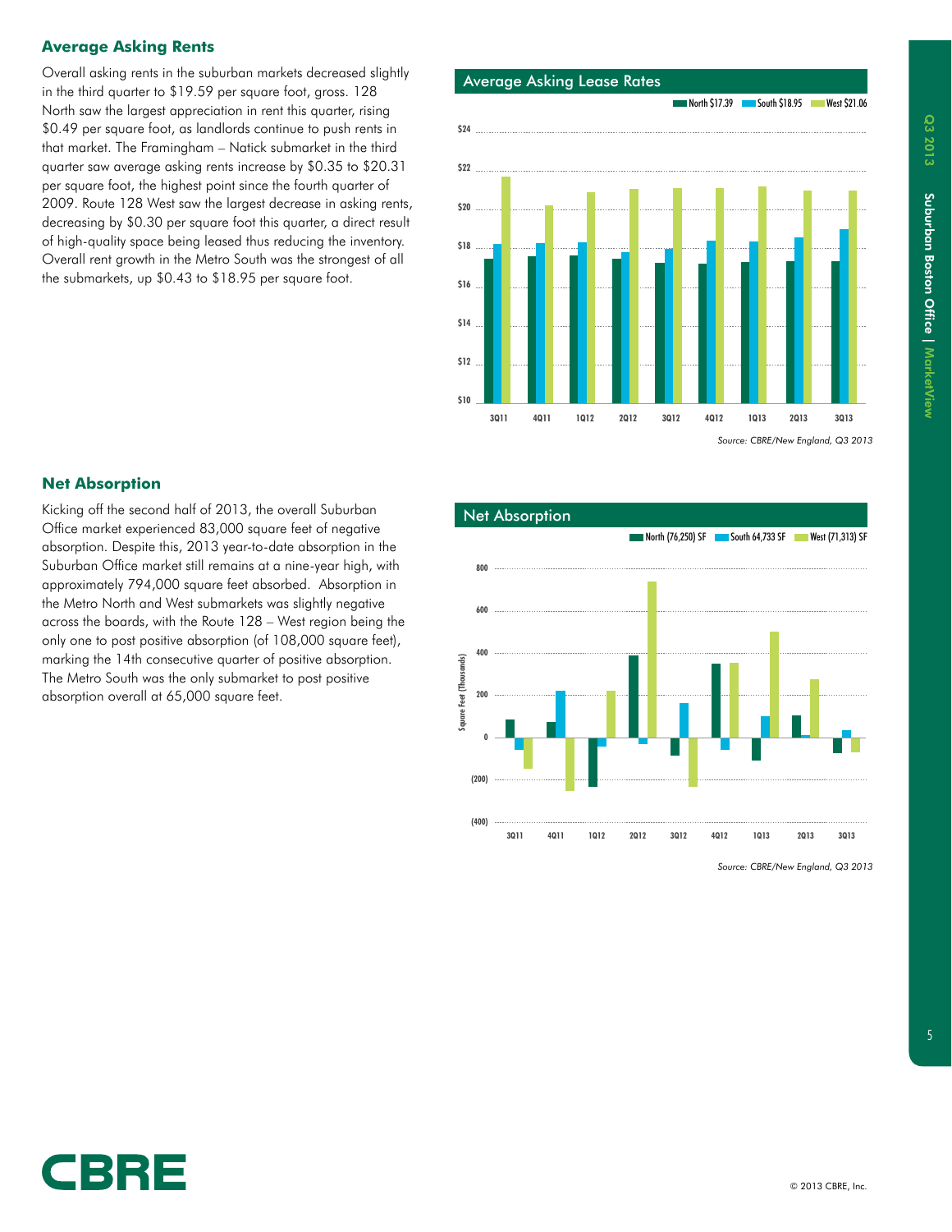## Average Asking Rents

Overall asking rents in the suburban markets decreased slightly in the third quarter to $19.59 per square foot, gross. 128 North saw the largest appreciation in rent this quarter, rising $0.49 per square foot, as landlords continue to push rents in that market. The Framingham – Natick submarket in the third quarter saw average asking rents increase by $0.35 to $20.31 per square foot, the highest point since the fourth quarter of 2009. Route 128 West saw the largest decrease in asking rents, decreasing by $0.30 per square foot this quarter, a direct result of high-quality space being leased thus reducing the inventory. Overall rent growth in the Metro South was the strongest of all the submarkets, up $0.43 to $18.95 per square foot.

### Average Asking Lease Rates

North $17.39 | South $18.95 | West $21.06

*Source: CBRE/New England, Q3 2013*

## Net Absorption

Kicking off the second half of 2013, the overall Suburban Office market experienced 83,000 square feet of negative absorption. Despite this, 2013 year-to-date absorption in the Suburban Office market still remains at a nine-year high, with approximately 794,000 square feet absorbed. Absorption in the Metro North and West submarkets was slightly negative across the boards, with the Route 128 – West region being the only one to post positive absorption (of 108,000 square feet), marking the 14th consecutive quarter of positive absorption. The Metro South was the only submarket to post positive absorption overall at 65,000 square feet.

### Net Absorption

North (76,250) SF | South 64,733 SF | West (71,313) SF

*Source: CBRE/New England, Q3 2013*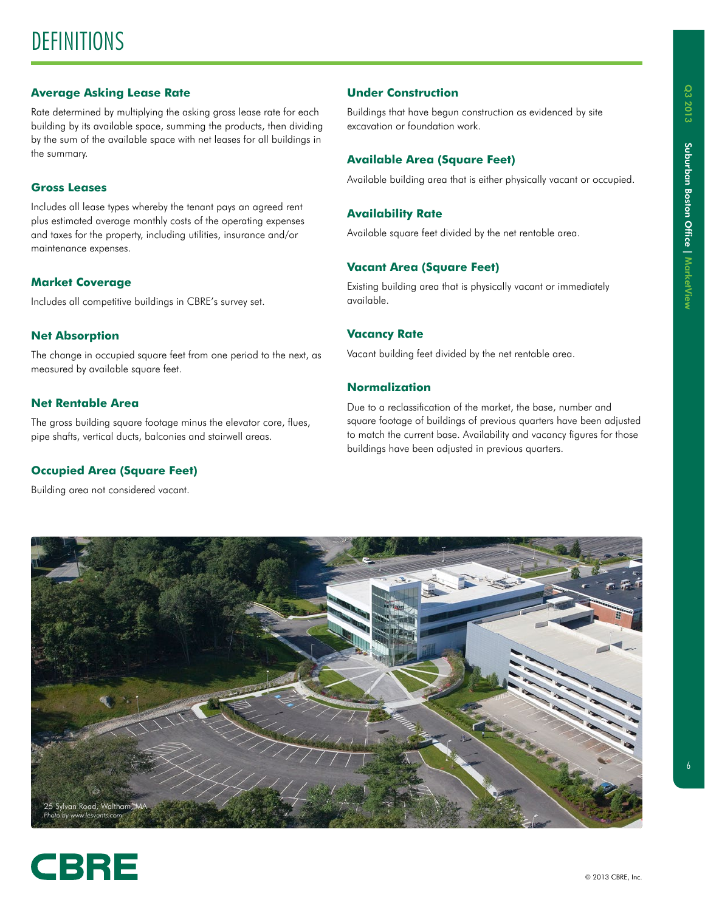# DEFINITIONS

### Average Asking Lease Rate

Rate determined by multiplying the asking gross lease rate for each building by its available space, summing the products, then dividing by the sum of the available space with net leases for all buildings in the summary.

### Gross Leases

Includes all lease types whereby the tenant pays an agreed rent plus estimated average monthly costs of the operating expenses and taxes for the property, including utilities, insurance and/or maintenance expenses.

### Market Coverage

Includes all competitive buildings in CBRE's survey set.

### Net Absorption

The change in occupied square feet from one period to the next, as measured by available square feet.

### Net Rentable Area

The gross building square footage minus the elevator core, flues, pipe shafts, vertical ducts, balconies and stairwell areas.

### Occupied Area (Square Feet)

Building area not considered vacant.

### Under Construction

Buildings that have begun construction as evidenced by site excavation or foundation work.

### Available Area (Square Feet)

Available building area that is either physically vacant or occupied.

### Availability Rate

Available square feet divided by the net rentable area.

### Vacant Area (Square Feet)

Existing building area that is physically vacant or immediately available.

### Vacancy Rate

Vacant building feet divided by the net rentable area.

### Normalization

Due to a reclassification of the market, the base, number and square footage of buildings of previous quarters have been adjusted to match the current base. Availability and vacancy figures for those buildings have been adjusted in previous quarters.

25 Sylvan Road, Waltham, MA
*Photo by www.lesvants.com*

© 2013 CBRE, Inc.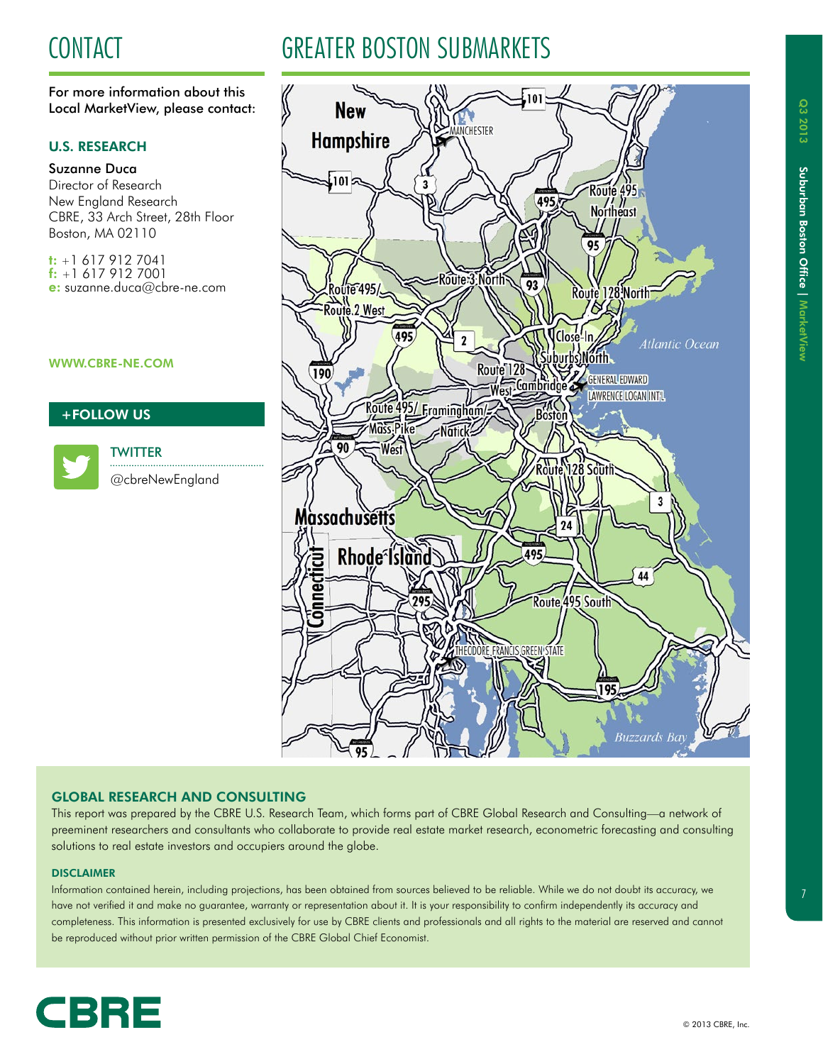# CONTACT

For more information about this Local MarketView, please contact:

### U.S. RESEARCH

Suzanne Duca
Director of Research
New England Research
CBRE, 33 Arch Street, 28th Floor
Boston, MA 02110

**t:** +1 617 912 7041
**f:** +1 617 912 7001
**e:** suzanne.duca@cbre-ne.com

WWW.CBRE-NE.COM

### +FOLLOW US

TWITTER
@cbreNewEngland

# GREATER BOSTON SUBMARKETS

New Hampshire
Manchester
101
3
495
Route 495 Northeast
95
Route 495/ Route 2 West
Route 3 North
93
Route 128 North
495
2
Close-In Suburbs North
Atlantic Ocean
190
Route 128 West
Cambridge
General Edward Lawrence Logan Int'l
Route 495/ Mass Pike
Framingham/ Natick
Boston
90
West
Route 128 South
3
Massachusetts
24
Connecticut
Rhode Island
495
44
295
Route 495 South
Theodore Francis Green State
195
Buzzards Bay
95

### GLOBAL RESEARCH AND CONSULTING

This report was prepared by the CBRE U.S. Research Team, which forms part of CBRE Global Research and Consulting—a network of preeminent researchers and consultants who collaborate to provide real estate market research, econometric forecasting and consulting solutions to real estate investors and occupiers around the globe.

#### DISCLAIMER

Information contained herein, including projections, has been obtained from sources believed to be reliable. While we do not doubt its accuracy, we have not verified it and make no guarantee, warranty or representation about it. It is your responsibility to confirm independently its accuracy and completeness. This information is presented exclusively for use by CBRE clients and professionals and all rights to the material are reserved and cannot be reproduced without prior written permission of the CBRE Global Chief Economist.

CBRE

© 2013 CBRE, Inc.